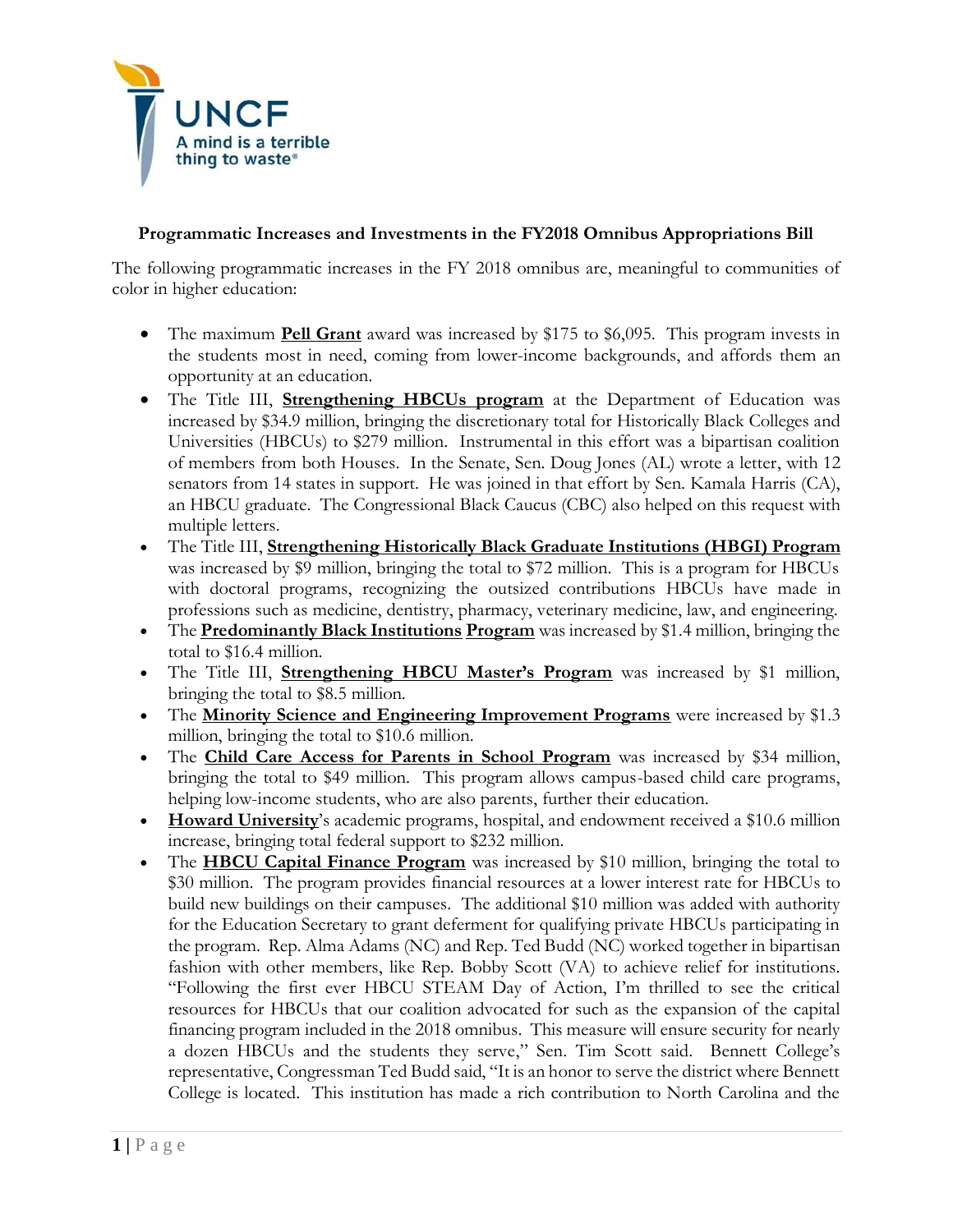UNCF
A mind is a terrible thing to waste®

**Programmatic Increases and Investments in the FY2018 Omnibus Appropriations Bill**

The following programmatic increases in the FY 2018 omnibus are, meaningful to communities of color in higher education:

- The maximum **Pell Grant** award was increased by $175 to $6,095. This program invests in the students most in need, coming from lower-income backgrounds, and affords them an opportunity at an education.
- The Title III, **Strengthening HBCUs program** at the Department of Education was increased by $34.9 million, bringing the discretionary total for Historically Black Colleges and Universities (HBCUs) to $279 million. Instrumental in this effort was a bipartisan coalition of members from both Houses. In the Senate, Sen. Doug Jones (AL) wrote a letter, with 12 senators from 14 states in support. He was joined in that effort by Sen. Kamala Harris (CA), an HBCU graduate. The Congressional Black Caucus (CBC) also helped on this request with multiple letters.
- The Title III, **Strengthening Historically Black Graduate Institutions (HBGI) Program** was increased by $9 million, bringing the total to $72 million. This is a program for HBCUs with doctoral programs, recognizing the outsized contributions HBCUs have made in professions such as medicine, dentistry, pharmacy, veterinary medicine, law, and engineering.
- The **Predominantly Black Institutions Program** was increased by $1.4 million, bringing the total to $16.4 million.
- The Title III, **Strengthening HBCU Master's Program** was increased by $1 million, bringing the total to $8.5 million.
- The **Minority Science and Engineering Improvement Programs** were increased by $1.3 million, bringing the total to $10.6 million.
- The **Child Care Access for Parents in School Program** was increased by $34 million, bringing the total to $49 million. This program allows campus-based child care programs, helping low-income students, who are also parents, further their education.
- **Howard University**'s academic programs, hospital, and endowment received a $10.6 million increase, bringing total federal support to $232 million.
- The **HBCU Capital Finance Program** was increased by $10 million, bringing the total to $30 million. The program provides financial resources at a lower interest rate for HBCUs to build new buildings on their campuses. The additional $10 million was added with authority for the Education Secretary to grant deferment for qualifying private HBCUs participating in the program. Rep. Alma Adams (NC) and Rep. Ted Budd (NC) worked together in bipartisan fashion with other members, like Rep. Bobby Scott (VA) to achieve relief for institutions. "Following the first ever HBCU STEAM Day of Action, I'm thrilled to see the critical resources for HBCUs that our coalition advocated for such as the expansion of the capital financing program included in the 2018 omnibus. This measure will ensure security for nearly a dozen HBCUs and the students they serve," Sen. Tim Scott said. Bennett College's representative, Congressman Ted Budd said, "It is an honor to serve the district where Bennett College is located. This institution has made a rich contribution to North Carolina and the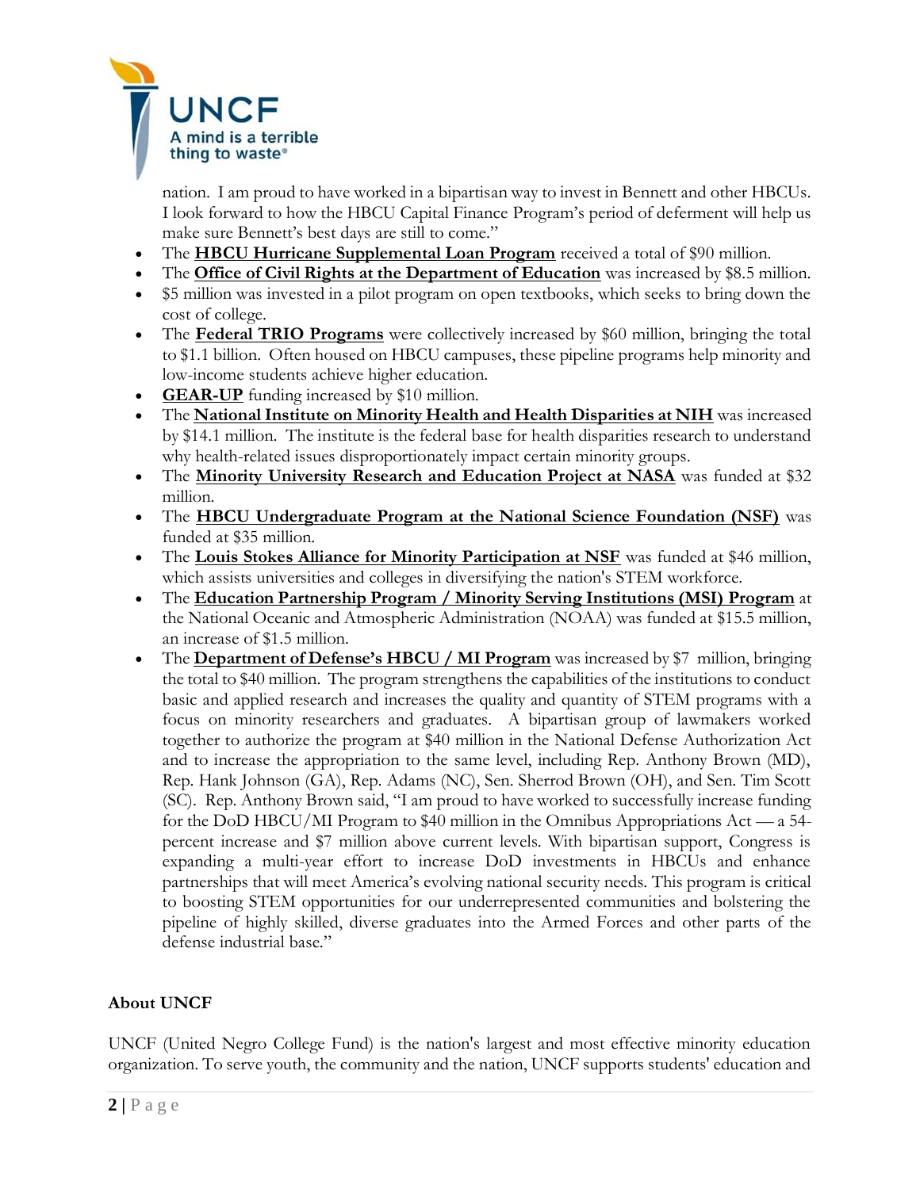nation. I am proud to have worked in a bipartisan way to invest in Bennett and other HBCUs. I look forward to how the HBCU Capital Finance Program's period of deferment will help us make sure Bennett's best days are still to come."

- The **HBCU Hurricane Supplemental Loan Program** received a total of $90 million.
- The **Office of Civil Rights at the Department of Education** was increased by $8.5 million.
- $5 million was invested in a pilot program on open textbooks, which seeks to bring down the cost of college.
- The **Federal TRIO Programs** were collectively increased by $60 million, bringing the total to $1.1 billion. Often housed on HBCU campuses, these pipeline programs help minority and low-income students achieve higher education.
- **GEAR-UP** funding increased by $10 million.
- The **National Institute on Minority Health and Health Disparities at NIH** was increased by $14.1 million. The institute is the federal base for health disparities research to understand why health-related issues disproportionately impact certain minority groups.
- The **Minority University Research and Education Project at NASA** was funded at $32 million.
- The **HBCU Undergraduate Program at the National Science Foundation (NSF)** was funded at $35 million.
- The **Louis Stokes Alliance for Minority Participation at NSF** was funded at $46 million, which assists universities and colleges in diversifying the nation's STEM workforce.
- The **Education Partnership Program / Minority Serving Institutions (MSI) Program** at the National Oceanic and Atmospheric Administration (NOAA) was funded at $15.5 million, an increase of $1.5 million.
- The **Department of Defense's HBCU / MI Program** was increased by $7 million, bringing the total to $40 million. The program strengthens the capabilities of the institutions to conduct basic and applied research and increases the quality and quantity of STEM programs with a focus on minority researchers and graduates. A bipartisan group of lawmakers worked together to authorize the program at $40 million in the National Defense Authorization Act and to increase the appropriation to the same level, including Rep. Anthony Brown (MD), Rep. Hank Johnson (GA), Rep. Adams (NC), Sen. Sherrod Brown (OH), and Sen. Tim Scott (SC). Rep. Anthony Brown said, "I am proud to have worked to successfully increase funding for the DoD HBCU/MI Program to $40 million in the Omnibus Appropriations Act — a 54-percent increase and $7 million above current levels. With bipartisan support, Congress is expanding a multi-year effort to increase DoD investments in HBCUs and enhance partnerships that will meet America's evolving national security needs. This program is critical to boosting STEM opportunities for our underrepresented communities and bolstering the pipeline of highly skilled, diverse graduates into the Armed Forces and other parts of the defense industrial base."

**About UNCF**

UNCF (United Negro College Fund) is the nation's largest and most effective minority education organization. To serve youth, the community and the nation, UNCF supports students' education and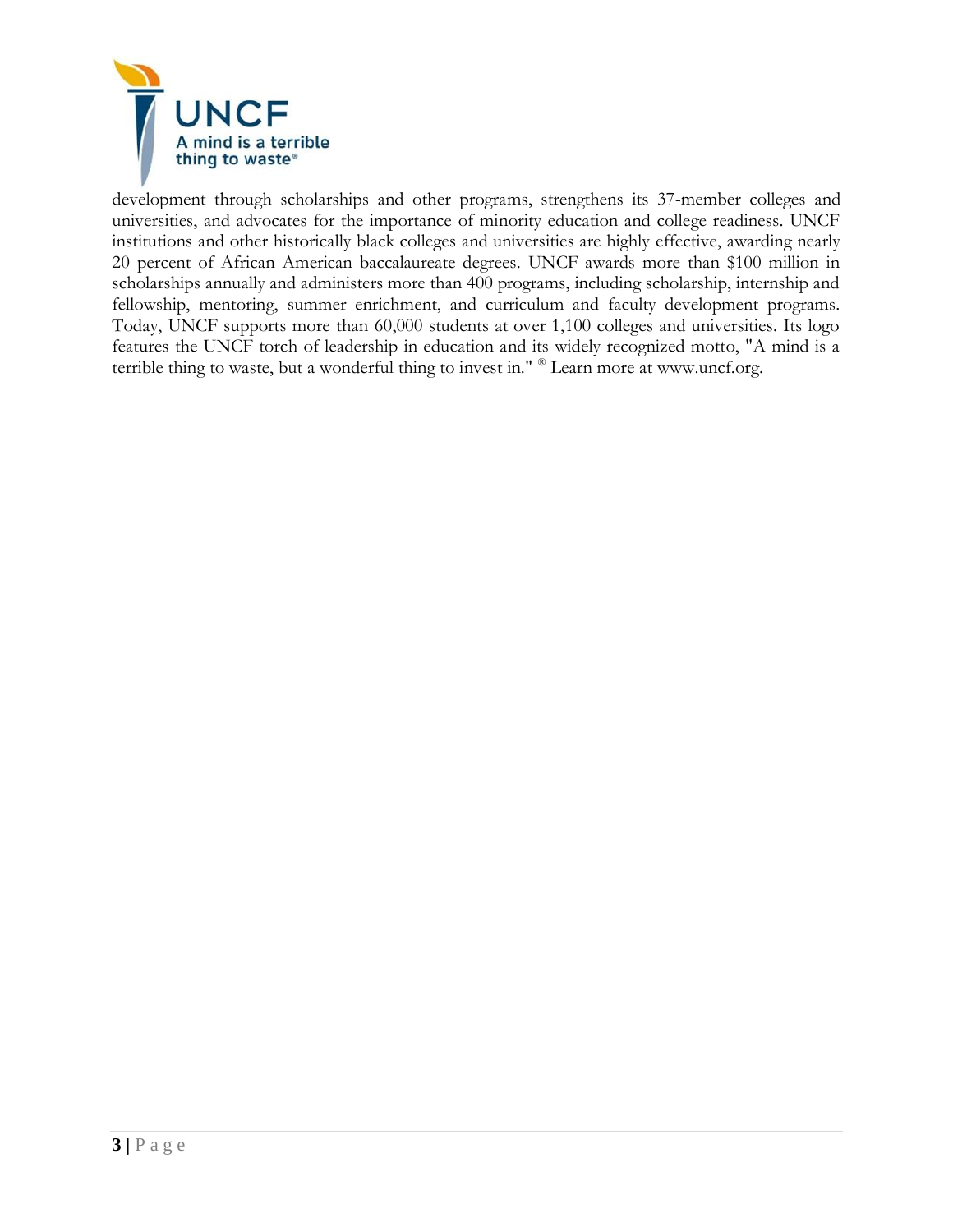development through scholarships and other programs, strengthens its 37-member colleges and universities, and advocates for the importance of minority education and college readiness. UNCF institutions and other historically black colleges and universities are highly effective, awarding nearly 20 percent of African American baccalaureate degrees. UNCF awards more than $100 million in scholarships annually and administers more than 400 programs, including scholarship, internship and fellowship, mentoring, summer enrichment, and curriculum and faculty development programs. Today, UNCF supports more than 60,000 students at over 1,100 colleges and universities. Its logo features the UNCF torch of leadership in education and its widely recognized motto, "A mind is a terrible thing to waste, but a wonderful thing to invest in." ® Learn more at www.uncf.org.